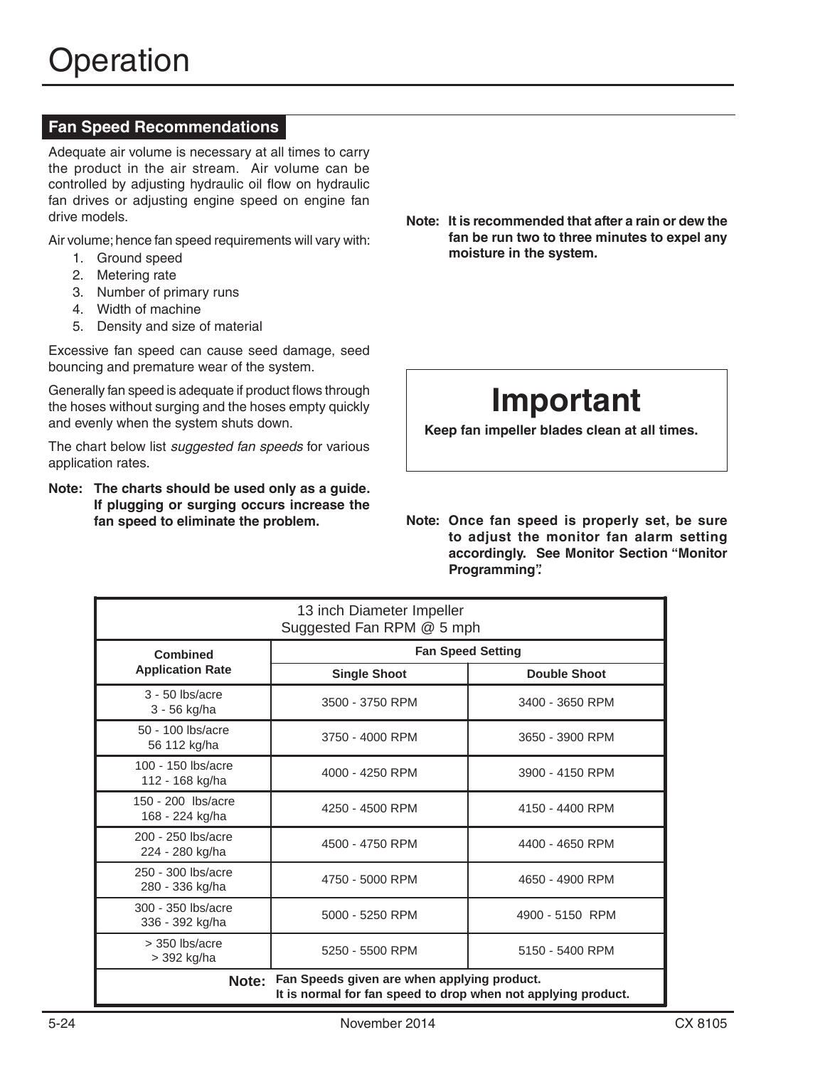# Operation

## Fan Speed Recommendations

Adequate air volume is necessary at all times to carry the product in the air stream. Air volume can be controlled by adjusting hydraulic oil flow on hydraulic fan drives or adjusting engine speed on engine fan drive models.

Air volume; hence fan speed requirements will vary with:

1. Ground speed
2. Metering rate
3. Number of primary runs
4. Width of machine
5. Density and size of material

Excessive fan speed can cause seed damage, seed bouncing and premature wear of the system.

Generally fan speed is adequate if product flows through the hoses without surging and the hoses empty quickly and evenly when the system shuts down.

The chart below list *suggested fan speeds* for various application rates.

**Note: The charts should be used only as a guide. If plugging or surging occurs increase the fan speed to eliminate the problem.**

**Note: It is recommended that after a rain or dew the fan be run two to three minutes to expel any moisture in the system.**

> **Important**
>
> **Keep fan impeller blades clean at all times.**

**Note: Once fan speed is properly set, be sure to adjust the monitor fan alarm setting accordingly. See Monitor Section "Monitor Programming".**

| 13 inch Diameter Impeller<br>Suggested Fan RPM @ 5 mph | | |
|---|---|---|
| **Combined Application Rate** | **Fan Speed Setting** | |
| | **Single Shoot** | **Double Shoot** |
| 3 - 50 lbs/acre<br>3 - 56 kg/ha | 3500 - 3750 RPM | 3400 - 3650 RPM |
| 50 - 100 lbs/acre<br>56 112 kg/ha | 3750 - 4000 RPM | 3650 - 3900 RPM |
| 100 - 150 lbs/acre<br>112 - 168 kg/ha | 4000 - 4250 RPM | 3900 - 4150 RPM |
| 150 - 200 lbs/acre<br>168 - 224 kg/ha | 4250 - 4500 RPM | 4150 - 4400 RPM |
| 200 - 250 lbs/acre<br>224 - 280 kg/ha | 4500 - 4750 RPM | 4400 - 4650 RPM |
| 250 - 300 lbs/acre<br>280 - 336 kg/ha | 4750 - 5000 RPM | 4650 - 4900 RPM |
| 300 - 350 lbs/acre<br>336 - 392 kg/ha | 5000 - 5250 RPM | 4900 - 5150 RPM |
| > 350 lbs/acre<br>> 392 kg/ha | 5250 - 5500 RPM | 5150 - 5400 RPM |
| **Note:** **Fan Speeds given are when applying product. It is normal for fan speed to drop when not applying product.** | | |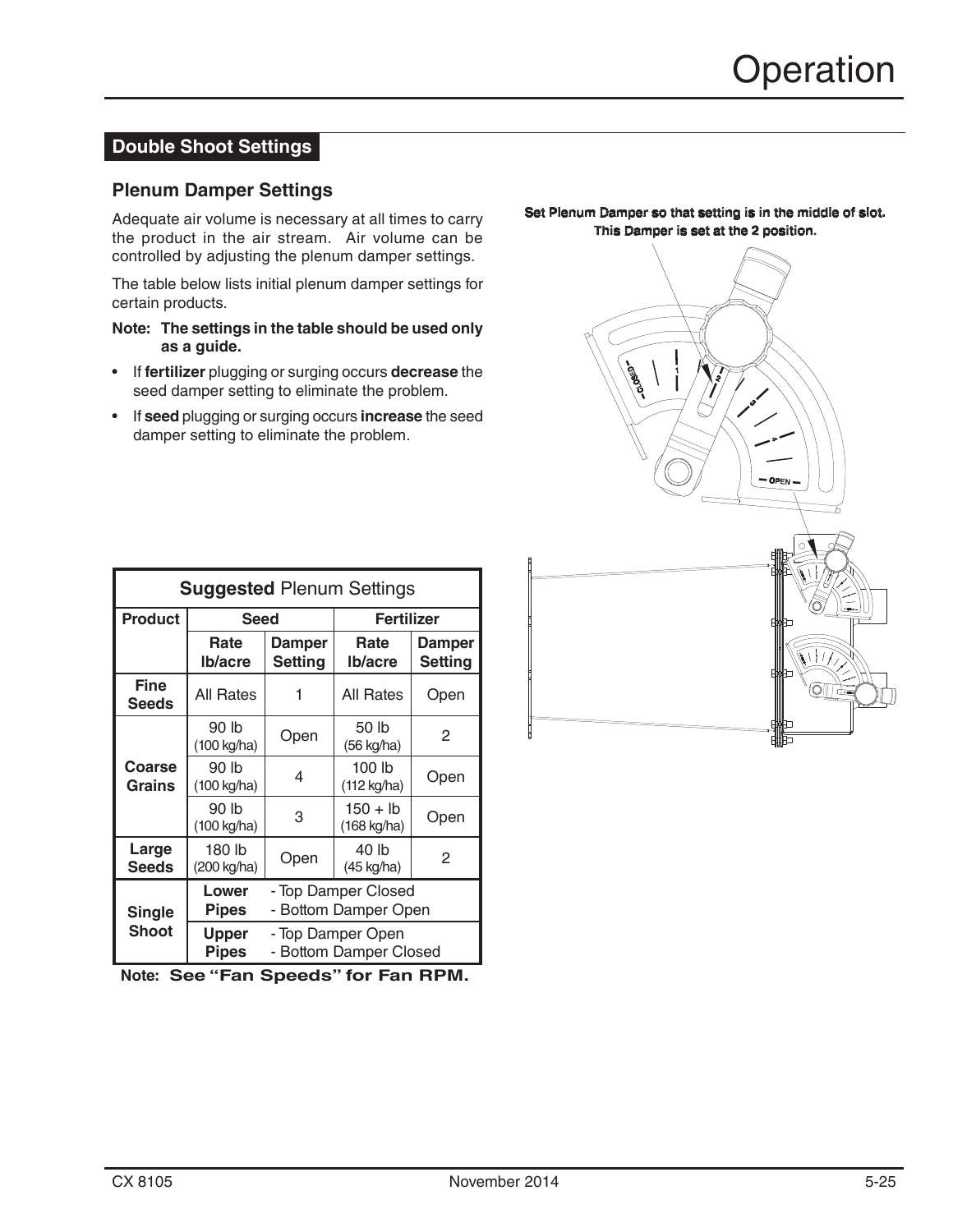## Double Shoot Settings

### Plenum Damper Settings

Adequate air volume is necessary at all times to carry the product in the air stream. Air volume can be controlled by adjusting the plenum damper settings.

The table below lists initial plenum damper settings for certain products.

**Note: The settings in the table should be used only as a guide.**

- If **fertilizer** plugging or surging occurs **decrease** the seed damper setting to eliminate the problem.
- If **seed** plugging or surging occurs **increase** the seed damper setting to eliminate the problem.

Set Plenum Damper so that setting is in the middle of slot.
This Damper is set at the 2 position.

CLOSED
1
2
3
4
OPEN

**Suggested** Plenum Settings

| Product | Seed | | Fertilizer | |
|---|---|---|---|---|
| | **Rate lb/acre** | **Damper Setting** | **Rate lb/acre** | **Damper Setting** |
| **Fine Seeds** | All Rates | 1 | All Rates | Open |
| **Coarse Grains** | 90 lb (100 kg/ha) | Open | 50 lb (56 kg/ha) | 2 |
| | 90 lb (100 kg/ha) | 4 | 100 lb (112 kg/ha) | Open |
| | 90 lb (100 kg/ha) | 3 | 150 + lb (168 kg/ha) | Open |
| **Large Seeds** | 180 lb (200 kg/ha) | Open | 40 lb (45 kg/ha) | 2 |
| **Single Shoot** | **Lower Pipes** | - Top Damper Closed - Bottom Damper Open | | |
| | **Upper Pipes** | - Top Damper Open - Bottom Damper Closed | | |

**Note: See "Fan Speeds" for Fan RPM.**